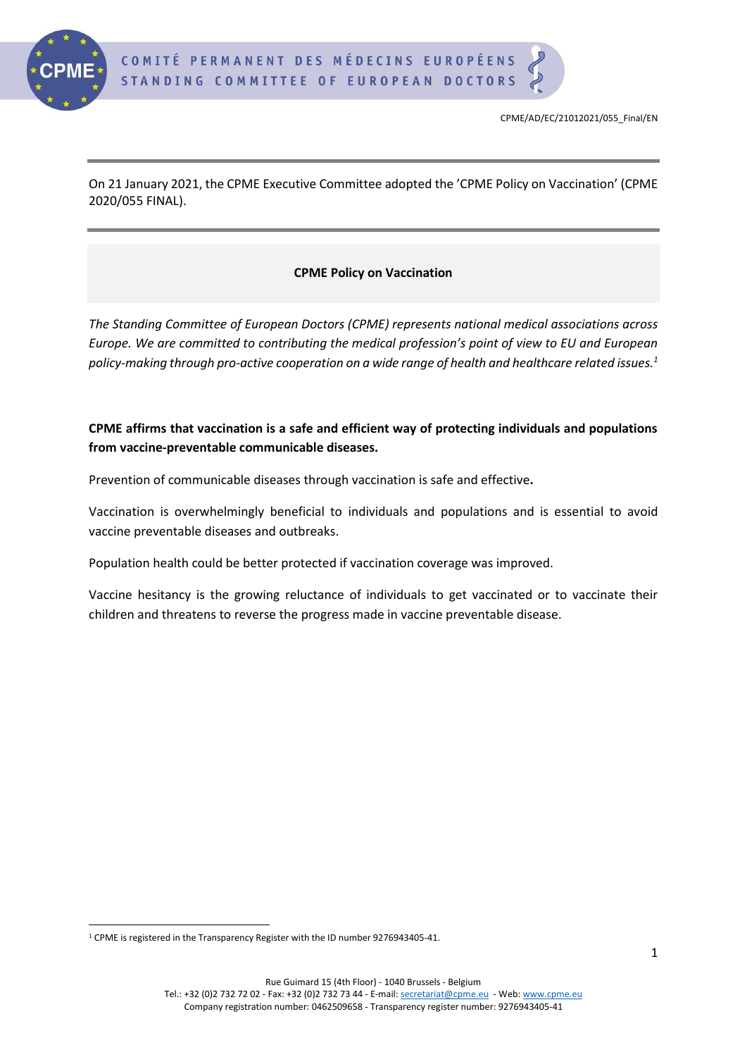CPME/AD/EC/21012021/055_Final/EN

On 21 January 2021, the CPME Executive Committee adopted the 'CPME Policy on Vaccination' (CPME 2020/055 FINAL).

# CPME Policy on Vaccination

*The Standing Committee of European Doctors (CPME) represents national medical associations across Europe. We are committed to contributing the medical profession's point of view to EU and European policy-making through pro-active cooperation on a wide range of health and healthcare related issues.*[1]

**CPME affirms that vaccination is a safe and efficient way of protecting individuals and populations from vaccine-preventable communicable diseases.**

Prevention of communicable diseases through vaccination is safe and effective**.**

Vaccination is overwhelmingly beneficial to individuals and populations and is essential to avoid vaccine preventable diseases and outbreaks.

Population health could be better protected if vaccination coverage was improved.

Vaccine hesitancy is the growing reluctance of individuals to get vaccinated or to vaccinate their children and threatens to reverse the progress made in vaccine preventable disease.

[1] CPME is registered in the Transparency Register with the ID number 9276943405-41.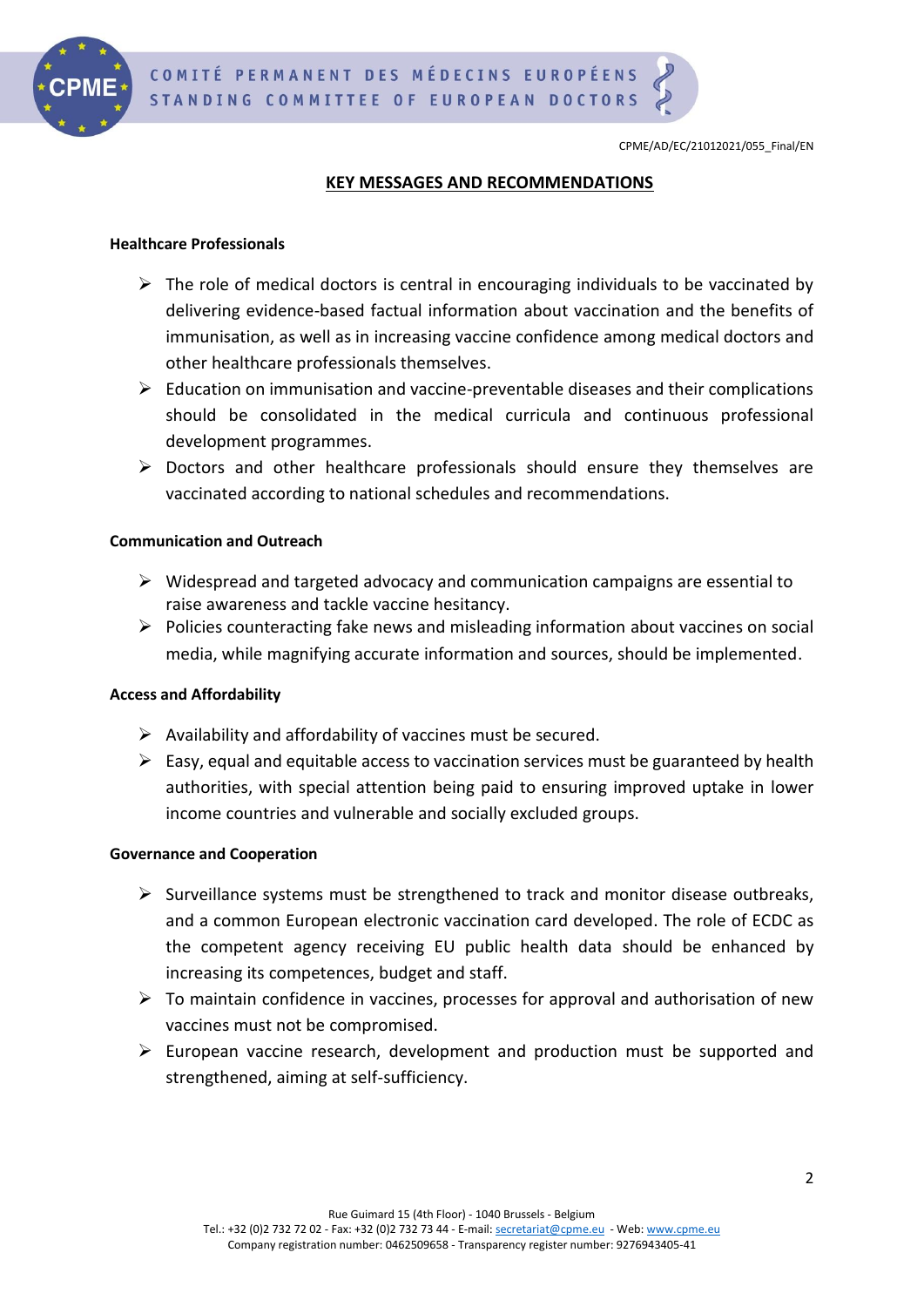CPME/AD/EC/21012021/055_Final/EN

## KEY MESSAGES AND RECOMMENDATIONS

**Healthcare Professionals**

- The role of medical doctors is central in encouraging individuals to be vaccinated by delivering evidence-based factual information about vaccination and the benefits of immunisation, as well as in increasing vaccine confidence among medical doctors and other healthcare professionals themselves.
- Education on immunisation and vaccine-preventable diseases and their complications should be consolidated in the medical curricula and continuous professional development programmes.
- Doctors and other healthcare professionals should ensure they themselves are vaccinated according to national schedules and recommendations.

**Communication and Outreach**

- Widespread and targeted advocacy and communication campaigns are essential to raise awareness and tackle vaccine hesitancy.
- Policies counteracting fake news and misleading information about vaccines on social media, while magnifying accurate information and sources, should be implemented.

**Access and Affordability**

- Availability and affordability of vaccines must be secured.
- Easy, equal and equitable access to vaccination services must be guaranteed by health authorities, with special attention being paid to ensuring improved uptake in lower income countries and vulnerable and socially excluded groups.

**Governance and Cooperation**

- Surveillance systems must be strengthened to track and monitor disease outbreaks, and a common European electronic vaccination card developed. The role of ECDC as the competent agency receiving EU public health data should be enhanced by increasing its competences, budget and staff.
- To maintain confidence in vaccines, processes for approval and authorisation of new vaccines must not be compromised.
- European vaccine research, development and production must be supported and strengthened, aiming at self-sufficiency.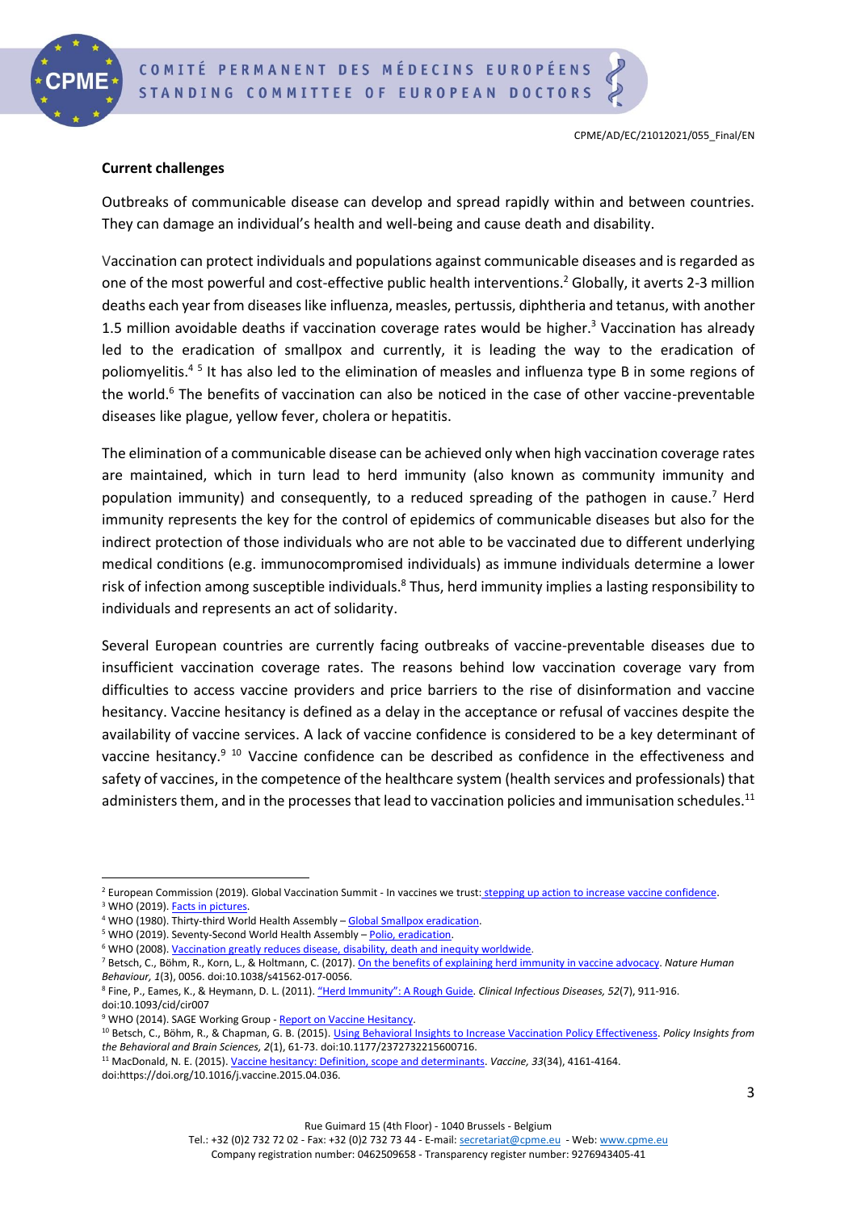**Current challenges**

Outbreaks of communicable disease can develop and spread rapidly within and between countries. They can damage an individual's health and well-being and cause death and disability.

Vaccination can protect individuals and populations against communicable diseases and is regarded as one of the most powerful and cost-effective public health interventions.[2] Globally, it averts 2-3 million deaths each year from diseases like influenza, measles, pertussis, diphtheria and tetanus, with another 1.5 million avoidable deaths if vaccination coverage rates would be higher.[3] Vaccination has already led to the eradication of smallpox and currently, it is leading the way to the eradication of poliomyelitis.[4] [5] It has also led to the elimination of measles and influenza type B in some regions of the world.[6] The benefits of vaccination can also be noticed in the case of other vaccine-preventable diseases like plague, yellow fever, cholera or hepatitis.

The elimination of a communicable disease can be achieved only when high vaccination coverage rates are maintained, which in turn lead to herd immunity (also known as community immunity and population immunity) and consequently, to a reduced spreading of the pathogen in cause.[7] Herd immunity represents the key for the control of epidemics of communicable diseases but also for the indirect protection of those individuals who are not able to be vaccinated due to different underlying medical conditions (e.g. immunocompromised individuals) as immune individuals determine a lower risk of infection among susceptible individuals.[8] Thus, herd immunity implies a lasting responsibility to individuals and represents an act of solidarity.

Several European countries are currently facing outbreaks of vaccine-preventable diseases due to insufficient vaccination coverage rates. The reasons behind low vaccination coverage vary from difficulties to access vaccine providers and price barriers to the rise of disinformation and vaccine hesitancy. Vaccine hesitancy is defined as a delay in the acceptance or refusal of vaccines despite the availability of vaccine services. A lack of vaccine confidence is considered to be a key determinant of vaccine hesitancy.[9] [10] Vaccine confidence can be described as confidence in the effectiveness and safety of vaccines, in the competence of the healthcare system (health services and professionals) that administers them, and in the processes that lead to vaccination policies and immunisation schedules.[11]

---

[2] European Commission (2019). Global Vaccination Summit - In vaccines we trust: stepping up action to increase vaccine confidence.

[3] WHO (2019). Facts in pictures.

[4] WHO (1980). Thirty-third World Health Assembly – Global Smallpox eradication.

[5] WHO (2019). Seventy-Second World Health Assembly – Polio, eradication.

[6] WHO (2008). Vaccination greatly reduces disease, disability, death and inequity worldwide.

[7] Betsch, C., Böhm, R., Korn, L., & Holtmann, C. (2017). On the benefits of explaining herd immunity in vaccine advocacy. *Nature Human Behaviour, 1*(3), 0056. doi:10.1038/s41562-017-0056.

[8] Fine, P., Eames, K., & Heymann, D. L. (2011). "Herd Immunity": A Rough Guide. *Clinical Infectious Diseases, 52*(7), 911-916. doi:10.1093/cid/cir007

[9] WHO (2014). SAGE Working Group - Report on Vaccine Hesitancy.

[10] Betsch, C., Böhm, R., & Chapman, G. B. (2015). Using Behavioral Insights to Increase Vaccination Policy Effectiveness. *Policy Insights from the Behavioral and Brain Sciences, 2*(1), 61-73. doi:10.1177/2372732215600716.

[11] MacDonald, N. E. (2015). Vaccine hesitancy: Definition, scope and determinants. *Vaccine, 33*(34), 4161-4164. doi:https://doi.org/10.1016/j.vaccine.2015.04.036.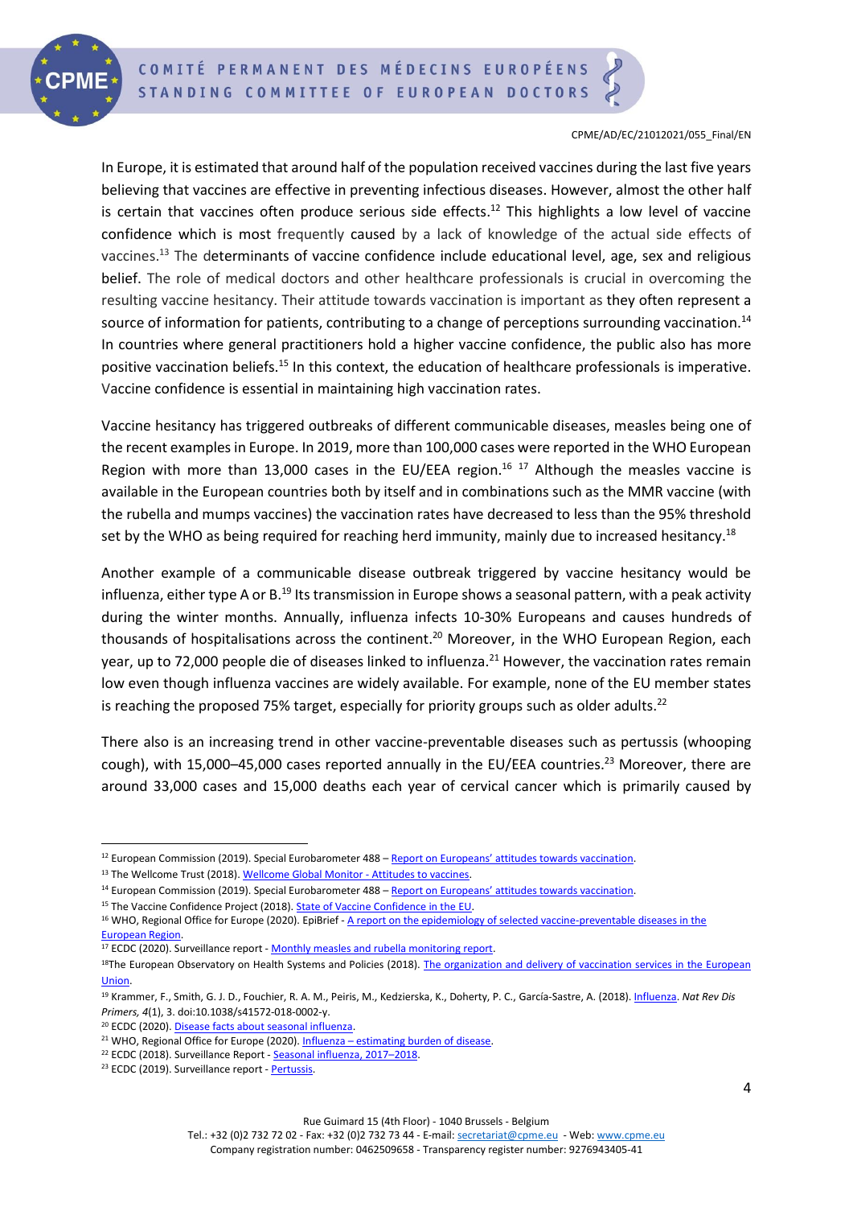In Europe, it is estimated that around half of the population received vaccines during the last five years believing that vaccines are effective in preventing infectious diseases. However, almost the other half is certain that vaccines often produce serious side effects.[12] This highlights a low level of vaccine confidence which is most frequently caused by a lack of knowledge of the actual side effects of vaccines.[13] The determinants of vaccine confidence include educational level, age, sex and religious belief. The role of medical doctors and other healthcare professionals is crucial in overcoming the resulting vaccine hesitancy. Their attitude towards vaccination is important as they often represent a source of information for patients, contributing to a change of perceptions surrounding vaccination.[14] In countries where general practitioners hold a higher vaccine confidence, the public also has more positive vaccination beliefs.[15] In this context, the education of healthcare professionals is imperative. Vaccine confidence is essential in maintaining high vaccination rates.

Vaccine hesitancy has triggered outbreaks of different communicable diseases, measles being one of the recent examples in Europe. In 2019, more than 100,000 cases were reported in the WHO European Region with more than 13,000 cases in the EU/EEA region.[16] [17] Although the measles vaccine is available in the European countries both by itself and in combinations such as the MMR vaccine (with the rubella and mumps vaccines) the vaccination rates have decreased to less than the 95% threshold set by the WHO as being required for reaching herd immunity, mainly due to increased hesitancy.[18]

Another example of a communicable disease outbreak triggered by vaccine hesitancy would be influenza, either type A or B.[19] Its transmission in Europe shows a seasonal pattern, with a peak activity during the winter months. Annually, influenza infects 10-30% Europeans and causes hundreds of thousands of hospitalisations across the continent.[20] Moreover, in the WHO European Region, each year, up to 72,000 people die of diseases linked to influenza.[21] However, the vaccination rates remain low even though influenza vaccines are widely available. For example, none of the EU member states is reaching the proposed 75% target, especially for priority groups such as older adults.[22]

There also is an increasing trend in other vaccine-preventable diseases such as pertussis (whooping cough), with 15,000–45,000 cases reported annually in the EU/EEA countries.[23] Moreover, there are around 33,000 cases and 15,000 deaths each year of cervical cancer which is primarily caused by

---

[12] European Commission (2019). Special Eurobarometer 488 – Report on Europeans' attitudes towards vaccination.

[13] The Wellcome Trust (2018). Wellcome Global Monitor - Attitudes to vaccines.

[14] European Commission (2019). Special Eurobarometer 488 – Report on Europeans' attitudes towards vaccination.

[15] The Vaccine Confidence Project (2018). State of Vaccine Confidence in the EU.

[16] WHO, Regional Office for Europe (2020). EpiBrief - A report on the epidemiology of selected vaccine-preventable diseases in the European Region.

[17] ECDC (2020). Surveillance report - Monthly measles and rubella monitoring report.

[18] The European Observatory on Health Systems and Policies (2018). The organization and delivery of vaccination services in the European Union.

[19] Krammer, F., Smith, G. J. D., Fouchier, R. A. M., Peiris, M., Kedzierska, K., Doherty, P. C., García-Sastre, A. (2018). Influenza. *Nat Rev Dis Primers, 4*(1), 3. doi:10.1038/s41572-018-0002-y.

[20] ECDC (2020). Disease facts about seasonal influenza.

[21] WHO, Regional Office for Europe (2020). Influenza – estimating burden of disease.

[22] ECDC (2018). Surveillance Report - Seasonal influenza, 2017–2018.

[23] ECDC (2019). Surveillance report - Pertussis.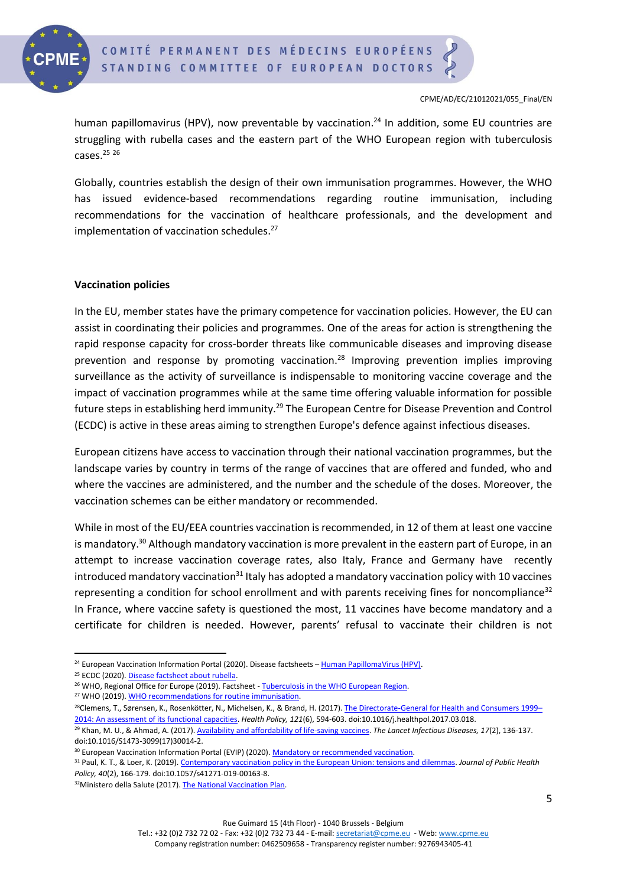human papillomavirus (HPV), now preventable by vaccination.[24] In addition, some EU countries are struggling with rubella cases and the eastern part of the WHO European region with tuberculosis cases.[25] [26]

Globally, countries establish the design of their own immunisation programmes. However, the WHO has issued evidence-based recommendations regarding routine immunisation, including recommendations for the vaccination of healthcare professionals, and the development and implementation of vaccination schedules.[27]

**Vaccination policies**

In the EU, member states have the primary competence for vaccination policies. However, the EU can assist in coordinating their policies and programmes. One of the areas for action is strengthening the rapid response capacity for cross-border threats like communicable diseases and improving disease prevention and response by promoting vaccination.[28] Improving prevention implies improving surveillance as the activity of surveillance is indispensable to monitoring vaccine coverage and the impact of vaccination programmes while at the same time offering valuable information for possible future steps in establishing herd immunity.[29] The European Centre for Disease Prevention and Control (ECDC) is active in these areas aiming to strengthen Europe's defence against infectious diseases.

European citizens have access to vaccination through their national vaccination programmes, but the landscape varies by country in terms of the range of vaccines that are offered and funded, who and where the vaccines are administered, and the number and the schedule of the doses. Moreover, the vaccination schemes can be either mandatory or recommended.

While in most of the EU/EEA countries vaccination is recommended, in 12 of them at least one vaccine is mandatory.[30] Although mandatory vaccination is more prevalent in the eastern part of Europe, in an attempt to increase vaccination coverage rates, also Italy, France and Germany have recently introduced mandatory vaccination[31] Italy has adopted a mandatory vaccination policy with 10 vaccines representing a condition for school enrollment and with parents receiving fines for noncompliance[32] In France, where vaccine safety is questioned the most, 11 vaccines have become mandatory and a certificate for children is needed. However, parents' refusal to vaccinate their children is not

---

[24] European Vaccination Information Portal (2020). Disease factsheets – Human PapillomaVirus (HPV).
[25] ECDC (2020). Disease factsheet about rubella.
[26] WHO, Regional Office for Europe (2019). Factsheet - Tuberculosis in the WHO European Region.
[27] WHO (2019). WHO recommendations for routine immunisation.
[28] Clemens, T., Sørensen, K., Rosenkötter, N., Michelsen, K., & Brand, H. (2017). The Directorate-General for Health and Consumers 1999–2014: An assessment of its functional capacities. *Health Policy, 121*(6), 594-603. doi:10.1016/j.healthpol.2017.03.018.
[29] Khan, M. U., & Ahmad, A. (2017). Availability and affordability of life-saving vaccines. *The Lancet Infectious Diseases, 17*(2), 136-137. doi:10.1016/S1473-3099(17)30014-2.
[30] European Vaccination Information Portal (EVIP) (2020). Mandatory or recommended vaccination.
[31] Paul, K. T., & Loer, K. (2019). Contemporary vaccination policy in the European Union: tensions and dilemmas. *Journal of Public Health Policy, 40*(2), 166-179. doi:10.1057/s41271-019-00163-8.
[32] Ministero della Salute (2017). The National Vaccination Plan.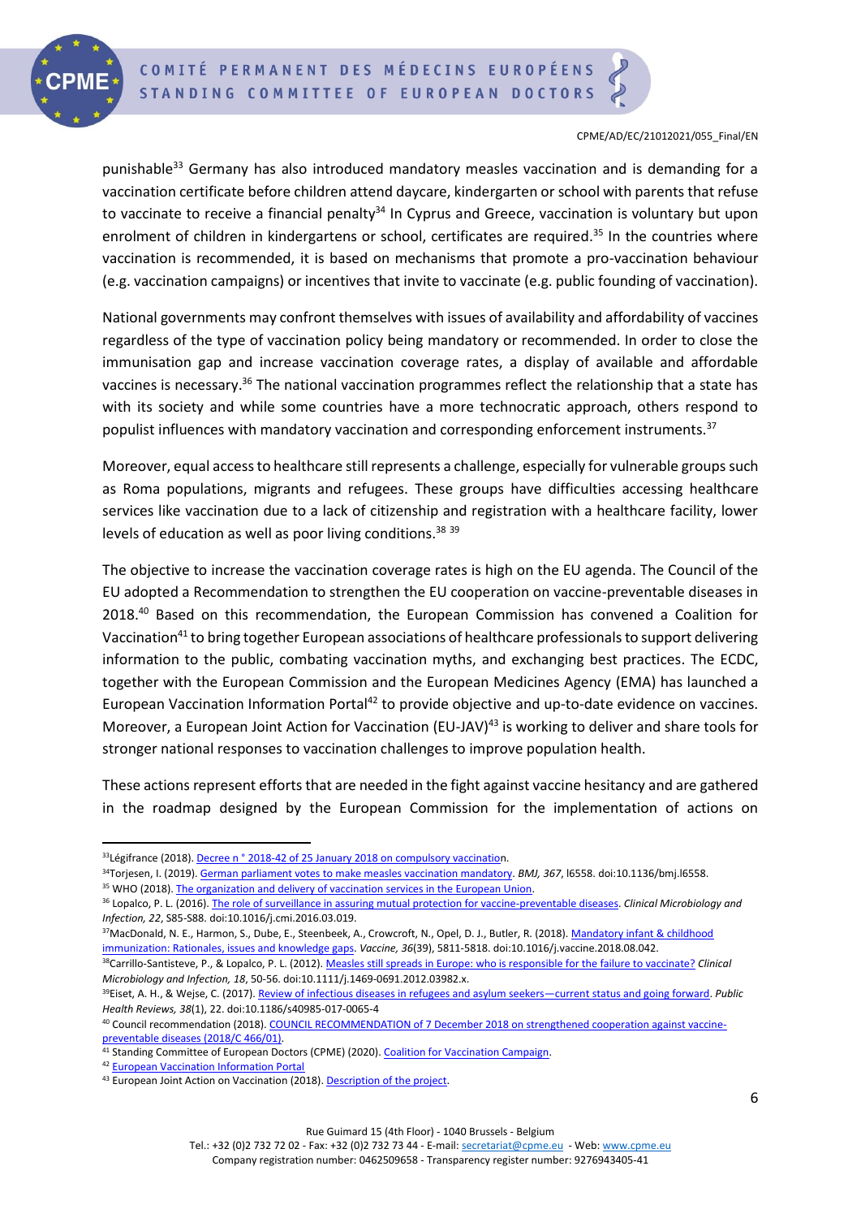punishable[33] Germany has also introduced mandatory measles vaccination and is demanding for a vaccination certificate before children attend daycare, kindergarten or school with parents that refuse to vaccinate to receive a financial penalty[34] In Cyprus and Greece, vaccination is voluntary but upon enrolment of children in kindergartens or school, certificates are required.[35] In the countries where vaccination is recommended, it is based on mechanisms that promote a pro-vaccination behaviour (e.g. vaccination campaigns) or incentives that invite to vaccinate (e.g. public founding of vaccination).

National governments may confront themselves with issues of availability and affordability of vaccines regardless of the type of vaccination policy being mandatory or recommended. In order to close the immunisation gap and increase vaccination coverage rates, a display of available and affordable vaccines is necessary.[36] The national vaccination programmes reflect the relationship that a state has with its society and while some countries have a more technocratic approach, others respond to populist influences with mandatory vaccination and corresponding enforcement instruments.[37]

Moreover, equal access to healthcare still represents a challenge, especially for vulnerable groups such as Roma populations, migrants and refugees. These groups have difficulties accessing healthcare services like vaccination due to a lack of citizenship and registration with a healthcare facility, lower levels of education as well as poor living conditions.[38] [39]

The objective to increase the vaccination coverage rates is high on the EU agenda. The Council of the EU adopted a Recommendation to strengthen the EU cooperation on vaccine-preventable diseases in 2018.[40] Based on this recommendation, the European Commission has convened a Coalition for Vaccination[41] to bring together European associations of healthcare professionals to support delivering information to the public, combating vaccination myths, and exchanging best practices. The ECDC, together with the European Commission and the European Medicines Agency (EMA) has launched a European Vaccination Information Portal[42] to provide objective and up-to-date evidence on vaccines. Moreover, a European Joint Action for Vaccination (EU-JAV)[43] is working to deliver and share tools for stronger national responses to vaccination challenges to improve population health.

These actions represent efforts that are needed in the fight against vaccine hesitancy and are gathered in the roadmap designed by the European Commission for the implementation of actions on

---

[33] Légifrance (2018). Decree n ° 2018-42 of 25 January 2018 on compulsory vaccination.

[34] Torjesen, I. (2019). German parliament votes to make measles vaccination mandatory. *BMJ, 367*, l6558. doi:10.1136/bmj.l6558.

[35] WHO (2018). The organization and delivery of vaccination services in the European Union.

[36] Lopalco, P. L. (2016). The role of surveillance in assuring mutual protection for vaccine-preventable diseases. *Clinical Microbiology and Infection, 22*, S85-S88. doi:10.1016/j.cmi.2016.03.019.

[37] MacDonald, N. E., Harmon, S., Dube, E., Steenbeek, A., Crowcroft, N., Opel, D. J., Butler, R. (2018). Mandatory infant & childhood immunization: Rationales, issues and knowledge gaps. *Vaccine, 36*(39), 5811-5818. doi:10.1016/j.vaccine.2018.08.042.

[38] Carrillo-Santisteve, P., & Lopalco, P. L. (2012). Measles still spreads in Europe: who is responsible for the failure to vaccinate? *Clinical Microbiology and Infection, 18*, 50-56. doi:10.1111/j.1469-0691.2012.03982.x.

[39] Eiset, A. H., & Wejse, C. (2017). Review of infectious diseases in refugees and asylum seekers—current status and going forward. *Public Health Reviews, 38*(1), 22. doi:10.1186/s40985-017-0065-4

[40] Council recommendation (2018). COUNCIL RECOMMENDATION of 7 December 2018 on strengthened cooperation against vaccine-preventable diseases (2018/C 466/01).

[41] Standing Committee of European Doctors (CPME) (2020). Coalition for Vaccination Campaign.

[42] European Vaccination Information Portal

[43] European Joint Action on Vaccination (2018). Description of the project.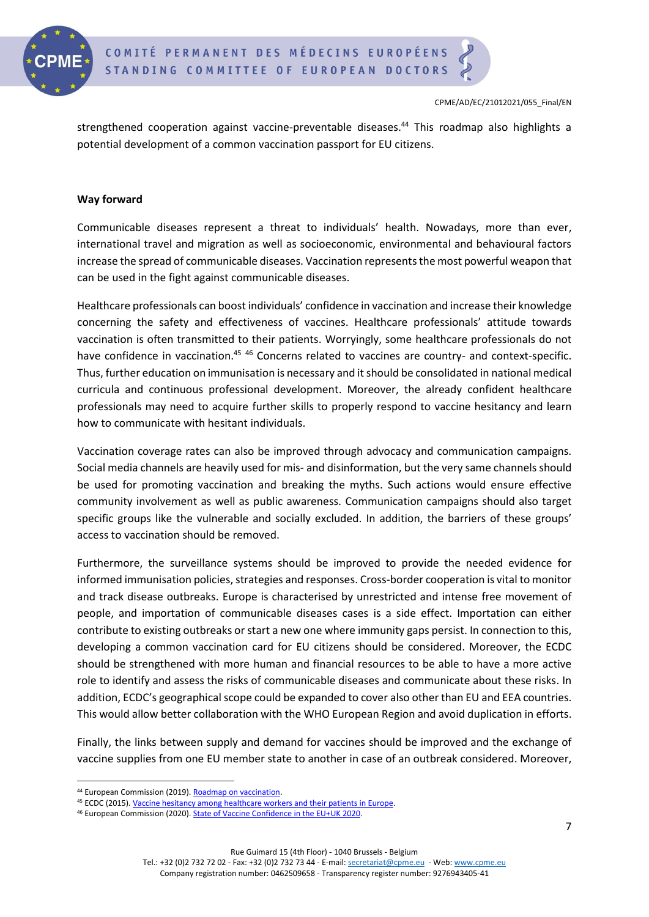strengthened cooperation against vaccine-preventable diseases.[44] This roadmap also highlights a potential development of a common vaccination passport for EU citizens.

## Way forward

Communicable diseases represent a threat to individuals' health. Nowadays, more than ever, international travel and migration as well as socioeconomic, environmental and behavioural factors increase the spread of communicable diseases. Vaccination represents the most powerful weapon that can be used in the fight against communicable diseases.

Healthcare professionals can boost individuals' confidence in vaccination and increase their knowledge concerning the safety and effectiveness of vaccines. Healthcare professionals' attitude towards vaccination is often transmitted to their patients. Worryingly, some healthcare professionals do not have confidence in vaccination.[45] [46] Concerns related to vaccines are country- and context-specific. Thus, further education on immunisation is necessary and it should be consolidated in national medical curricula and continuous professional development. Moreover, the already confident healthcare professionals may need to acquire further skills to properly respond to vaccine hesitancy and learn how to communicate with hesitant individuals.

Vaccination coverage rates can also be improved through advocacy and communication campaigns. Social media channels are heavily used for mis- and disinformation, but the very same channels should be used for promoting vaccination and breaking the myths. Such actions would ensure effective community involvement as well as public awareness. Communication campaigns should also target specific groups like the vulnerable and socially excluded. In addition, the barriers of these groups' access to vaccination should be removed.

Furthermore, the surveillance systems should be improved to provide the needed evidence for informed immunisation policies, strategies and responses. Cross-border cooperation is vital to monitor and track disease outbreaks. Europe is characterised by unrestricted and intense free movement of people, and importation of communicable diseases cases is a side effect. Importation can either contribute to existing outbreaks or start a new one where immunity gaps persist. In connection to this, developing a common vaccination card for EU citizens should be considered. Moreover, the ECDC should be strengthened with more human and financial resources to be able to have a more active role to identify and assess the risks of communicable diseases and communicate about these risks. In addition, ECDC's geographical scope could be expanded to cover also other than EU and EEA countries. This would allow better collaboration with the WHO European Region and avoid duplication in efforts.

Finally, the links between supply and demand for vaccines should be improved and the exchange of vaccine supplies from one EU member state to another in case of an outbreak considered. Moreover,

---

[44] European Commission (2019). Roadmap on vaccination.

[45] ECDC (2015). Vaccine hesitancy among healthcare workers and their patients in Europe.

[46] European Commission (2020). State of Vaccine Confidence in the EU+UK 2020.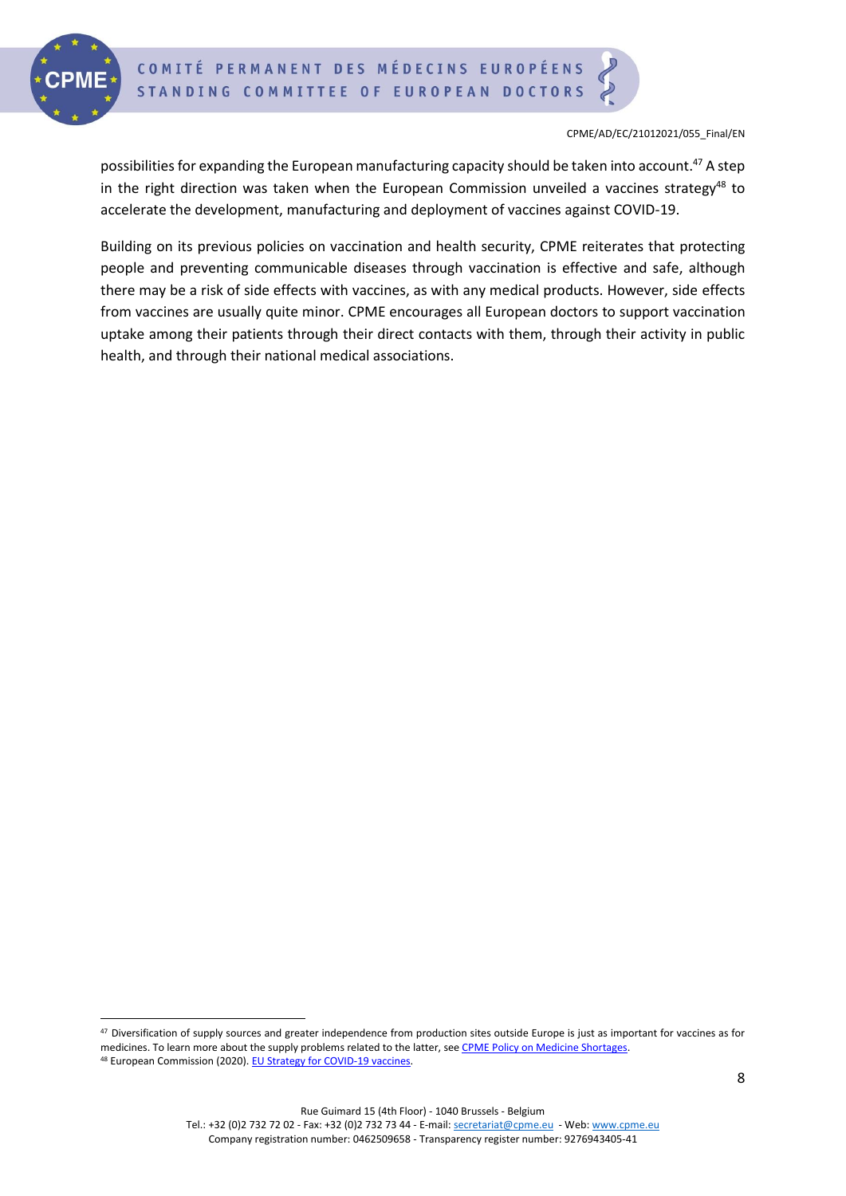possibilities for expanding the European manufacturing capacity should be taken into account.[47] A step in the right direction was taken when the European Commission unveiled a vaccines strategy[48] to accelerate the development, manufacturing and deployment of vaccines against COVID-19.

Building on its previous policies on vaccination and health security, CPME reiterates that protecting people and preventing communicable diseases through vaccination is effective and safe, although there may be a risk of side effects with vaccines, as with any medical products. However, side effects from vaccines are usually quite minor. CPME encourages all European doctors to support vaccination uptake among their patients through their direct contacts with them, through their activity in public health, and through their national medical associations.

---

[47] Diversification of supply sources and greater independence from production sites outside Europe is just as important for vaccines as for medicines. To learn more about the supply problems related to the latter, see CPME Policy on Medicine Shortages.

[48] European Commission (2020). EU Strategy for COVID-19 vaccines.